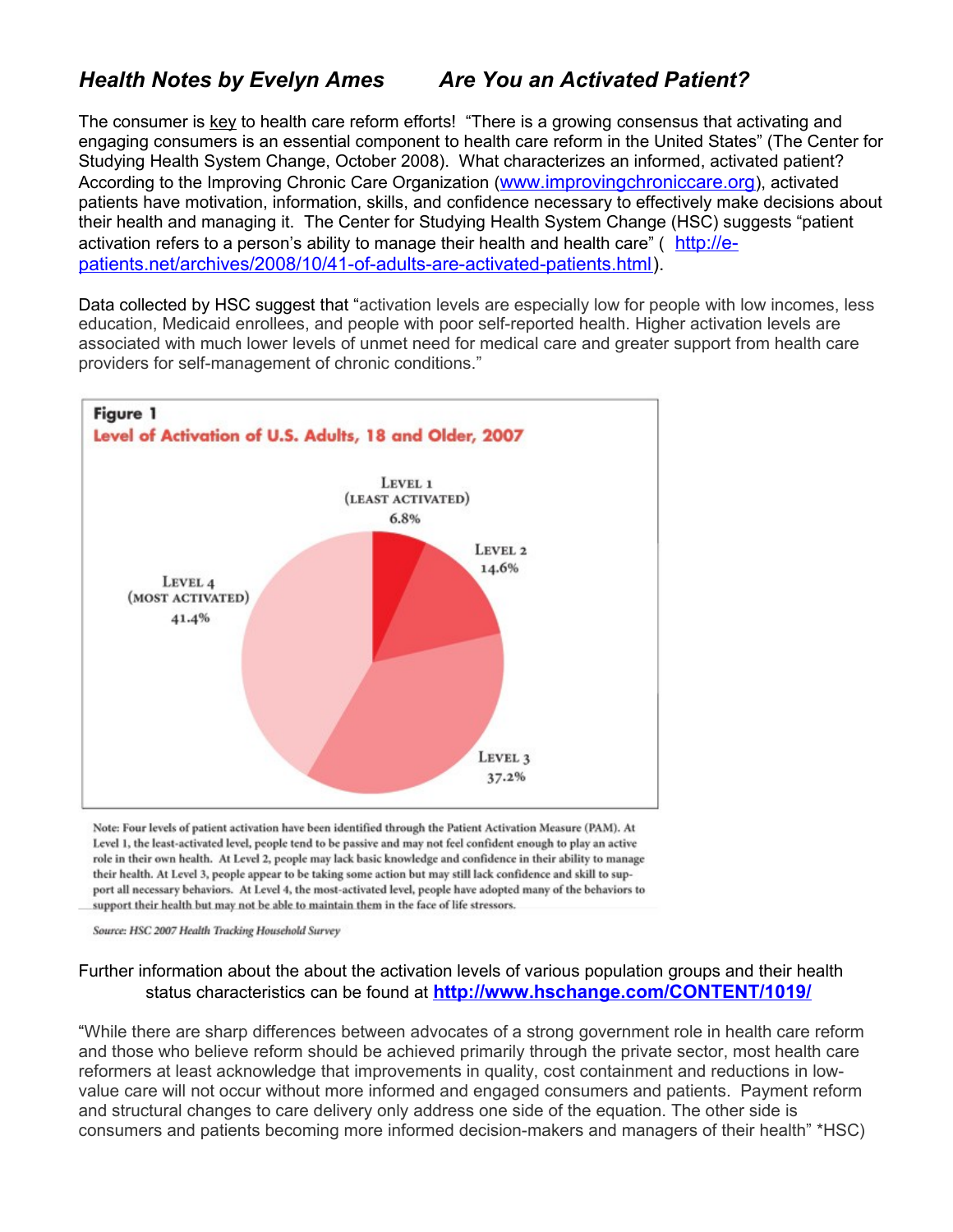## *Health Notes by Evelyn Ames* *Are You an Activated Patient?*

The consumer is key to health care reform efforts! "There is a growing consensus that activating and engaging consumers is an essential component to health care reform in the United States" (The Center for Studying Health System Change, October 2008). What characterizes an informed, activated patient? According to the Improving Chronic Care Organization (www.improvingchroniccare.org), activated patients have motivation, information, skills, and confidence necessary to effectively make decisions about their health and managing it. The Center for Studying Health System Change (HSC) suggests "patient activation refers to a person's ability to manage their health and health care" ( http://e-patients.net/archives/2008/10/41-of-adults-are-activated-patients.html).

Data collected by HSC suggest that "activation levels are especially low for people with low incomes, less education, Medicaid enrollees, and people with poor self-reported health. Higher activation levels are associated with much lower levels of unmet need for medical care and greater support from health care providers for self-management of chronic conditions."

**Figure 1**
**Level of Activation of U.S. Adults, 18 and Older, 2007**

| Level | Percent |
|---|---|
| Level 1 (Least Activated) | 6.8% |
| Level 2 | 14.6% |
| Level 3 | 37.2% |
| Level 4 (Most Activated) | 41.4% |

Note: Four levels of patient activation have been identified through the Patient Activation Measure (PAM). At Level 1, the least-activated level, people tend to be passive and may not feel confident enough to play an active role in their own health. At Level 2, people may lack basic knowledge and confidence in their ability to manage their health. At Level 3, people appear to be taking some action but may still lack confidence and skill to support all necessary behaviors. At Level 4, the most-activated level, people have adopted many of the behaviors to support their health but may not be able to maintain them in the face of life stressors.

*Source: HSC 2007 Health Tracking Household Survey*

Further information about the about the activation levels of various population groups and their health status characteristics can be found at **http://www.hschange.com/CONTENT/1019/**

"While there are sharp differences between advocates of a strong government role in health care reform and those who believe reform should be achieved primarily through the private sector, most health care reformers at least acknowledge that improvements in quality, cost containment and reductions in low-value care will not occur without more informed and engaged consumers and patients. Payment reform and structural changes to care delivery only address one side of the equation. The other side is consumers and patients becoming more informed decision-makers and managers of their health" *HSC)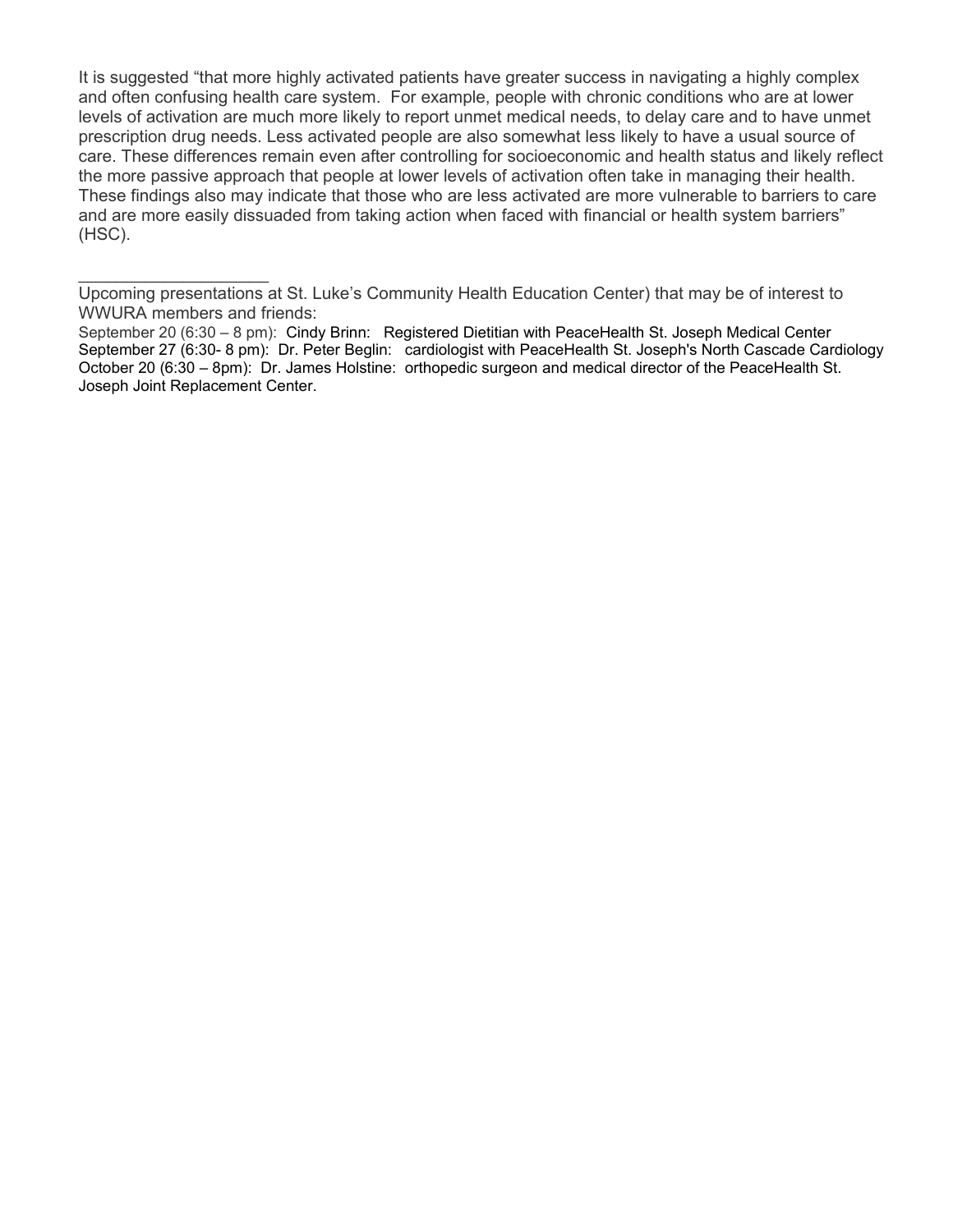It is suggested “that more highly activated patients have greater success in navigating a highly complex and often confusing health care system. For example, people with chronic conditions who are at lower levels of activation are much more likely to report unmet medical needs, to delay care and to have unmet prescription drug needs. Less activated people are also somewhat less likely to have a usual source of care. These differences remain even after controlling for socioeconomic and health status and likely reflect the more passive approach that people at lower levels of activation often take in managing their health. These findings also may indicate that those who are less activated are more vulnerable to barriers to care and are more easily dissuaded from taking action when faced with financial or health system barriers” (HSC).

____________________

Upcoming presentations at St. Luke’s Community Health Education Center) that may be of interest to WWURA members and friends:

September 20 (6:30 – 8 pm): Cindy Brinn: Registered Dietitian with PeaceHealth St. Joseph Medical Center
September 27 (6:30- 8 pm): Dr. Peter Beglin: cardiologist with PeaceHealth St. Joseph's North Cascade Cardiology
October 20 (6:30 – 8pm): Dr. James Holstine: orthopedic surgeon and medical director of the PeaceHealth St. Joseph Joint Replacement Center.